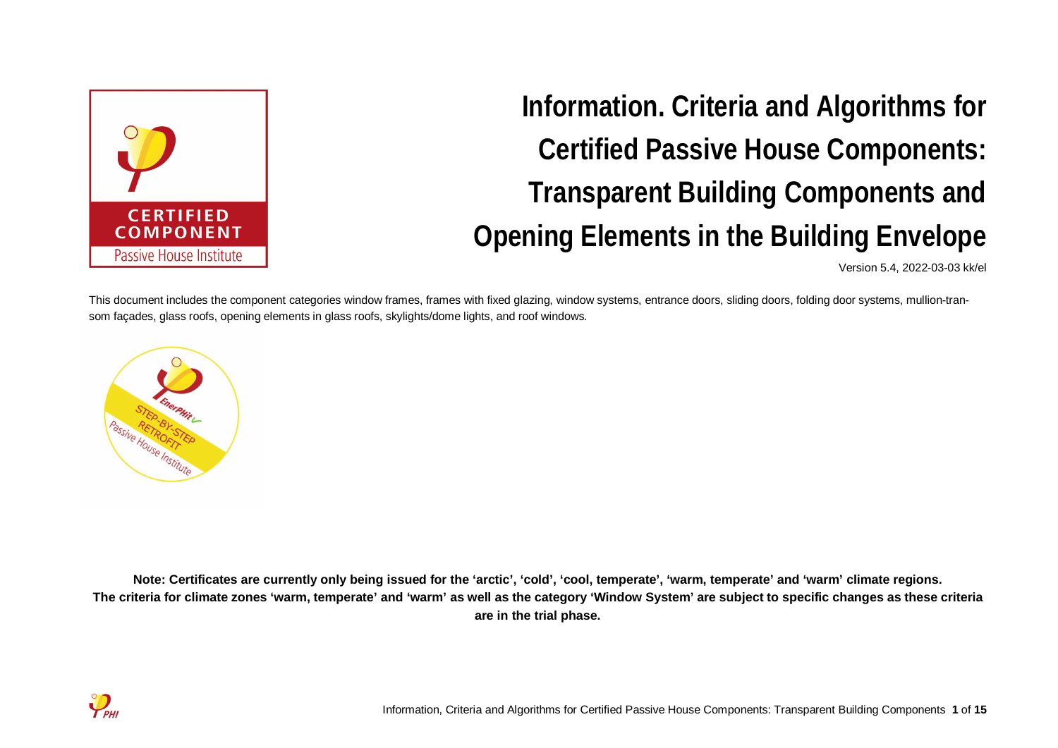# Information. Criteria and Algorithms for Certified Passive House Components: Transparent Building Components and Opening Elements in the Building Envelope

Version 5.4, 2022-03-03 kk/el

This document includes the component categories window frames, frames with fixed glazing, window systems, entrance doors, sliding doors, folding door systems, mullion-transom façades, glass roofs, opening elements in glass roofs, skylights/dome lights, and roof windows.

**Note: Certificates are currently only being issued for the 'arctic', 'cold', 'cool, temperate', 'warm, temperate' and 'warm' climate regions. The criteria for climate zones 'warm, temperate' and 'warm' as well as the category 'Window System' are subject to specific changes as these criteria are in the trial phase.**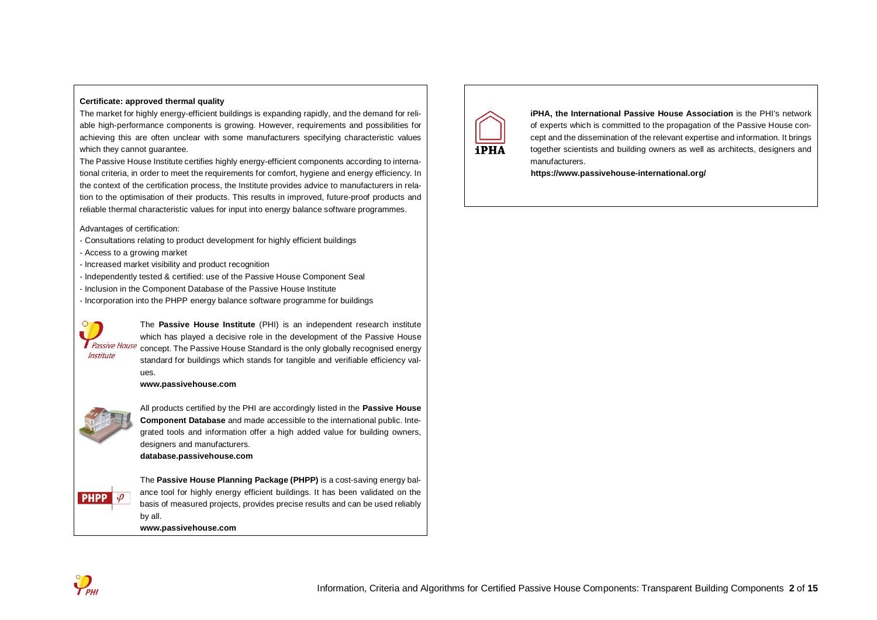**Certificate: approved thermal quality**

The market for highly energy-efficient buildings is expanding rapidly, and the demand for reliable high-performance components is growing. However, requirements and possibilities for achieving this are often unclear with some manufacturers specifying characteristic values which they cannot guarantee.

The Passive House Institute certifies highly energy-efficient components according to international criteria, in order to meet the requirements for comfort, hygiene and energy efficiency. In the context of the certification process, the Institute provides advice to manufacturers in relation to the optimisation of their products. This results in improved, future-proof products and reliable thermal characteristic values for input into energy balance software programmes.

Advantages of certification:

- Consultations relating to product development for highly efficient buildings
- Access to a growing market
- Increased market visibility and product recognition
- Independently tested & certified: use of the Passive House Component Seal
- Inclusion in the Component Database of the Passive House Institute
- Incorporation into the PHPP energy balance software programme for buildings

The **Passive House Institute** (PHI) is an independent research institute which has played a decisive role in the development of the Passive House concept. The Passive House Standard is the only globally recognised energy standard for buildings which stands for tangible and verifiable efficiency values.

**www.passivehouse.com**

All products certified by the PHI are accordingly listed in the **Passive House Component Database** and made accessible to the international public. Integrated tools and information offer a high added value for building owners, designers and manufacturers.

**database.passivehouse.com**

The **Passive House Planning Package (PHPP)** is a cost-saving energy balance tool for highly energy efficient buildings. It has been validated on the basis of measured projects, provides precise results and can be used reliably by all.

**www.passivehouse.com**

**iPHA, the International Passive House Association** is the PHI's network of experts which is committed to the propagation of the Passive House concept and the dissemination of the relevant expertise and information. It brings together scientists and building owners as well as architects, designers and manufacturers.

**https://www.passivehouse-international.org/**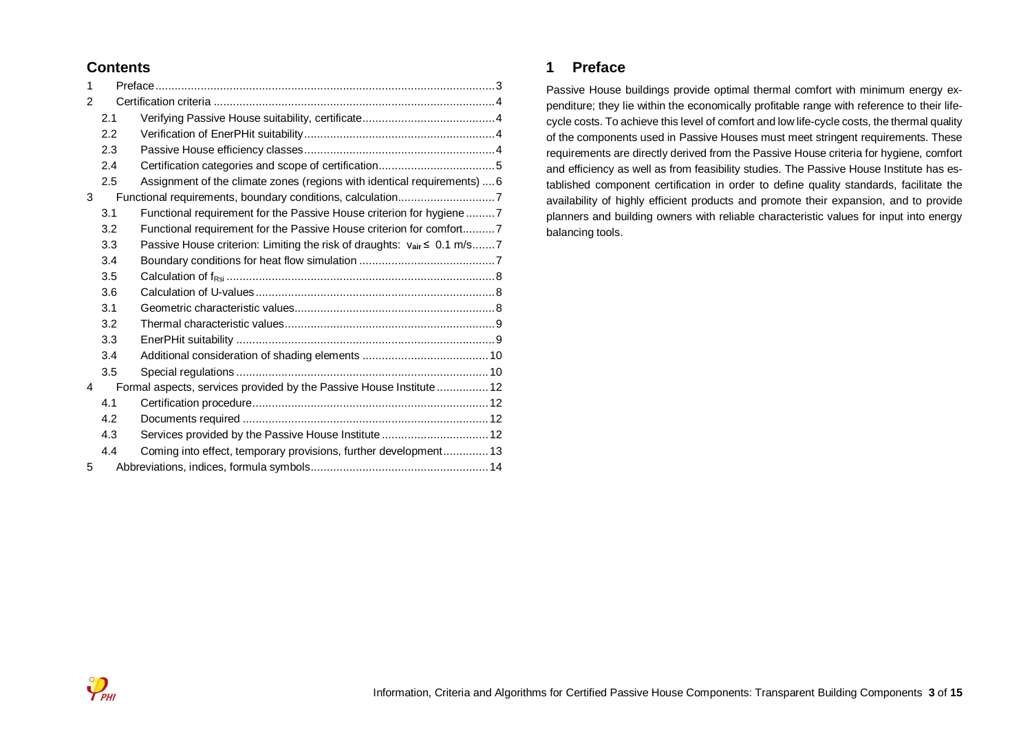## Contents

| | | |
|---|---|---|
| 1 | Preface | 3 |
| 2 | Certification criteria | 4 |
| 2.1 | Verifying Passive House suitability, certificate | 4 |
| 2.2 | Verification of EnerPHit suitability | 4 |
| 2.3 | Passive House efficiency classes | 4 |
| 2.4 | Certification categories and scope of certification | 5 |
| 2.5 | Assignment of the climate zones (regions with identical requirements) | 6 |
| 3 | Functional requirements, boundary conditions, calculation | 7 |
| 3.1 | Functional requirement for the Passive House criterion for hygiene | 7 |
| 3.2 | Functional requirement for the Passive House criterion for comfort | 7 |
| 3.3 | Passive House criterion: Limiting the risk of draughts: $v_{air} \leq$ 0.1 m/s | 7 |
| 3.4 | Boundary conditions for heat flow simulation | 7 |
| 3.5 | Calculation of $f_{Rsi}$ | 8 |
| 3.6 | Calculation of U-values | 8 |
| 3.1 | Geometric characteristic values | 8 |
| 3.2 | Thermal characteristic values | 9 |
| 3.3 | EnerPHit suitability | 9 |
| 3.4 | Additional consideration of shading elements | 10 |
| 3.5 | Special regulations | 10 |
| 4 | Formal aspects, services provided by the Passive House Institute | 12 |
| 4.1 | Certification procedure | 12 |
| 4.2 | Documents required | 12 |
| 4.3 | Services provided by the Passive House Institute | 12 |
| 4.4 | Coming into effect, temporary provisions, further development | 13 |
| 5 | Abbreviations, indices, formula symbols | 14 |

# 1 Preface

Passive House buildings provide optimal thermal comfort with minimum energy expenditure; they lie within the economically profitable range with reference to their life-cycle costs. To achieve this level of comfort and low life-cycle costs, the thermal quality of the components used in Passive Houses must meet stringent requirements. These requirements are directly derived from the Passive House criteria for hygiene, comfort and efficiency as well as from feasibility studies. The Passive House Institute has established component certification in order to define quality standards, facilitate the availability of highly efficient products and promote their expansion, and to provide planners and building owners with reliable characteristic values for input into energy balancing tools.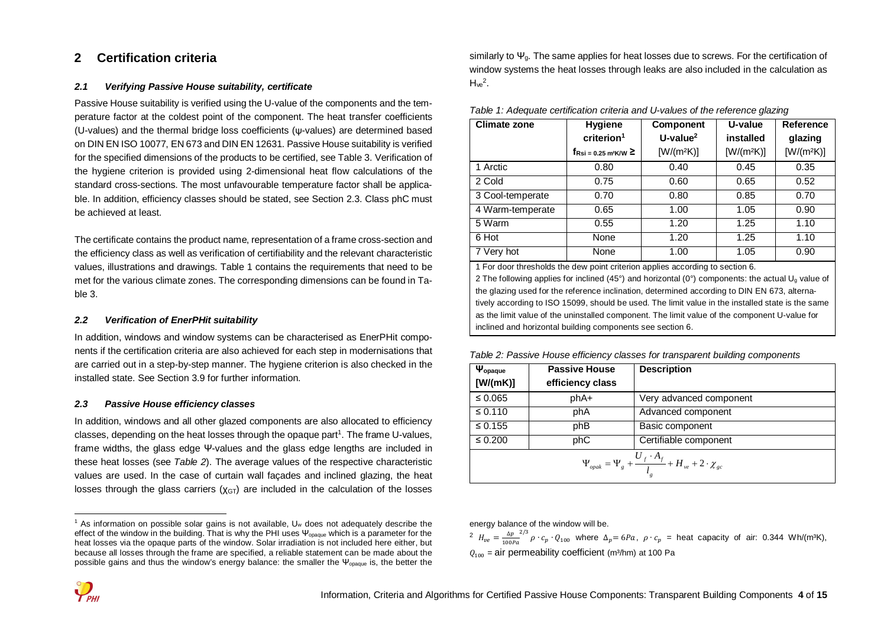## 2 Certification criteria

### *2.1 Verifying Passive House suitability, certificate*

Passive House suitability is verified using the U-value of the components and the temperature factor at the coldest point of the component. The heat transfer coefficients (U-values) and the thermal bridge loss coefficients (ψ-values) are determined based on DIN EN ISO 10077, EN 673 and DIN EN 12631. Passive House suitability is verified for the specified dimensions of the products to be certified, see Table 3. Verification of the hygiene criterion is provided using 2-dimensional heat flow calculations of the standard cross-sections. The most unfavourable temperature factor shall be applicable. In addition, efficiency classes should be stated, see Section 2.3. Class phC must be achieved at least.

The certificate contains the product name, representation of a frame cross-section and the efficiency class as well as verification of certifiability and the relevant characteristic values, illustrations and drawings. Table 1 contains the requirements that need to be met for the various climate zones. The corresponding dimensions can be found in Table 3.

### *2.2 Verification of EnerPHit suitability*

In addition, windows and window systems can be characterised as EnerPHit components if the certification criteria are also achieved for each step in modernisations that are carried out in a step-by-step manner. The hygiene criterion is also checked in the installed state. See Section 3.9 for further information.

### *2.3 Passive House efficiency classes*

In addition, windows and all other glazed components are also allocated to efficiency classes, depending on the heat losses through the opaque part[1]. The frame U-values, frame widths, the glass edge Ψ-values and the glass edge lengths are included in these heat losses (see *Table 2*). The average values of the respective characteristic values are used. In the case of curtain wall façades and inclined glazing, the heat losses through the glass carriers ($\chi_{GT}$) are included in the calculation of the losses similarly to $\Psi_g$. The same applies for heat losses due to screws. For the certification of window systems the heat losses through leaks are also included in the calculation as $H_{ve}$[2].

*Table 1: Adequate certification criteria and U-values of the reference glazing*

| Climate zone | Hygiene criterion[1] $f_{Rsi = 0.25\ m^2K/W} \geq$ | Component U-value[2] [W/(m²K)] | U-value installed [W/(m²K)] | Reference glazing [W/(m²K)] |
|---|---|---|---|---|
| 1 Arctic | 0.80 | 0.40 | 0.45 | 0.35 |
| 2 Cold | 0.75 | 0.60 | 0.65 | 0.52 |
| 3 Cool-temperate | 0.70 | 0.80 | 0.85 | 0.70 |
| 4 Warm-temperate | 0.65 | 1.00 | 1.05 | 0.90 |
| 5 Warm | 0.55 | 1.20 | 1.25 | 1.10 |
| 6 Hot | None | 1.20 | 1.25 | 1.10 |
| 7 Very hot | None | 1.00 | 1.05 | 0.90 |

1 For door thresholds the dew point criterion applies according to section 6.
2 The following applies for inclined (45°) and horizontal (0°) components: the actual $U_g$ value of the glazing used for the reference inclination, determined according to DIN EN 673, alternatively according to ISO 15099, should be used. The limit value in the installed state is the same as the limit value of the uninstalled component. The limit value of the component U-value for inclined and horizontal building components see section 6.

*Table 2: Passive House efficiency classes for transparent building components*

| $\Psi_{opaque}$ [W/(mK)] | Passive House efficiency class | Description |
|---|---|---|
| ≤ 0.065 | phA+ | Very advanced component |
| ≤ 0.110 | phA | Advanced component |
| ≤ 0.155 | phB | Basic component |
| ≤ 0.200 | phC | Certifiable component |

$$\Psi_{opak} = \Psi_g + \frac{U_f \cdot A_f}{l_g} + H_{ve} + 2 \cdot \chi_{gc}$$

[1] As information on possible solar gains is not available, $U_w$ does not adequately describe the effect of the window in the building. That is why the PHI uses $\Psi_{opaque}$ which is a parameter for the heat losses via the opaque parts of the window. Solar irradiation is not included here either, but because all losses through the frame are specified, a reliable statement can be made about the possible gains and thus the window's energy balance: the smaller the $\Psi_{opaque}$ is, the better the energy balance of the window will be.

[2] $H_{ve} = \frac{\Delta p}{100 Pa}^{2/3} \rho \cdot c_p \cdot Q_{100}$ where $\Delta_p = 6Pa$, $\rho \cdot c_p$ = heat capacity of air: 0.344 Wh/(m³K), $Q_{100}$ = air permeability coefficient (m³/hm) at 100 Pa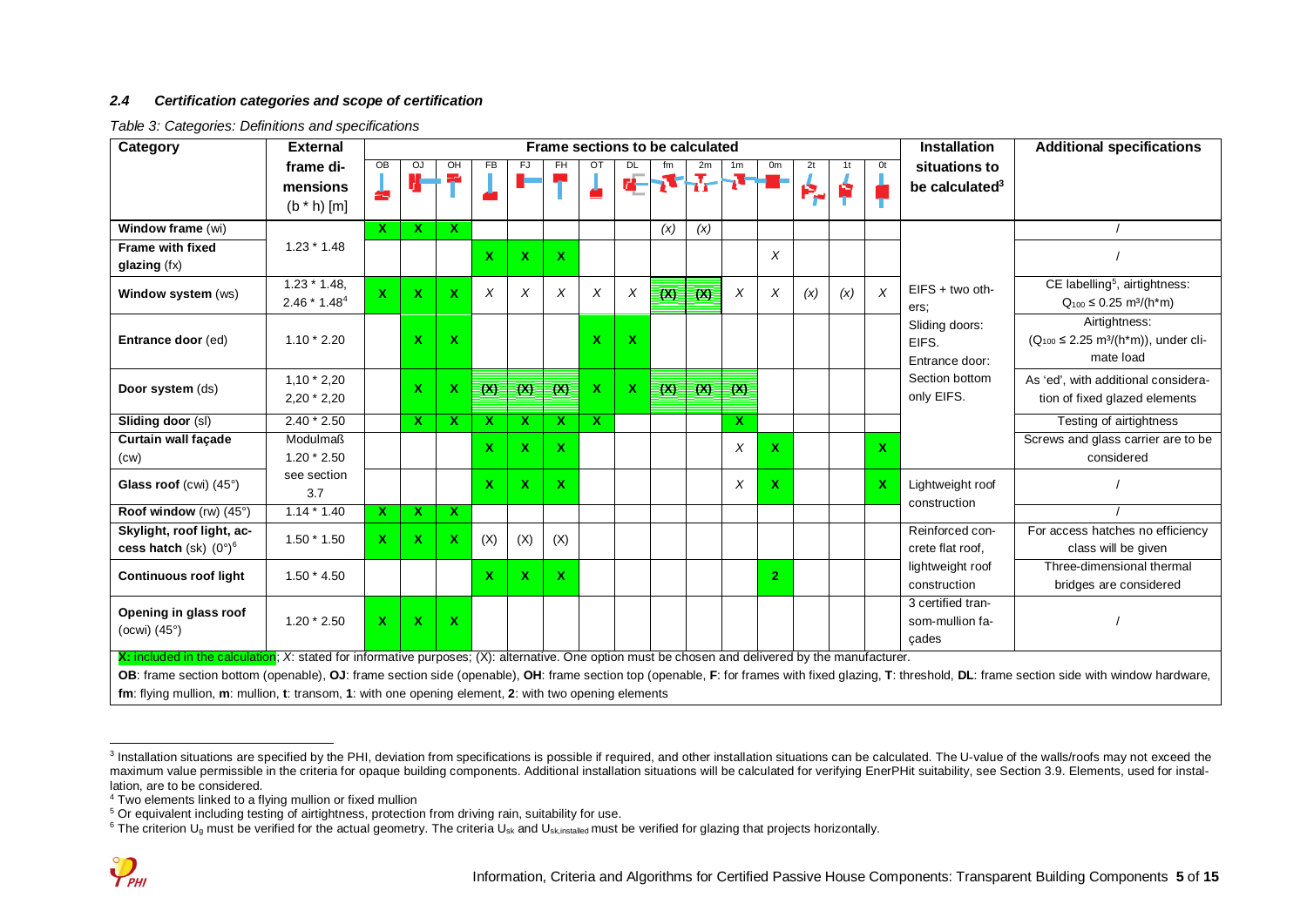### *2.4 Certification categories and scope of certification*

*Table 3: Categories: Definitions and specifications*

| Category | External frame dimensions (b * h) [m] | Frame sections to be calculated | | | | | | | | | | | | | | | Installation situations to be calculated[3] | Additional specifications |
|---|---|---|---|---|---|---|---|---|---|---|---|---|---|---|---|---|---|---|
| | | OB | OJ | OH | FB | FJ | FH | OT | DL | fm | 2m | 1m | 0m | 2t | 1t | 0t | | |
| **Window frame** (wi) | 1.23 * 1.48 | **X** | **X** | **X** | | | | | | *(x)* | *(x)* | | | | | | EIFS + two others; Sliding doors: EIFS. Entrance door: Section bottom only EIFS. | / |
| **Frame with fixed glazing** (fx) | | | | | **X** | **X** | **X** | | | | | | *X* | | | | | / |
| **Window system** (ws) | 1.23 * 1.48, 2.46 * 1.48[4] | **X** | **X** | **X** | *X* | *X* | *X* | *X* | *X* | (X) | (X) | *X* | *X* | *(x)* | *(x)* | *X* | | CE labelling[5], airtightness: $Q_{100} \leq 0.25$ m³/(h*m) |
| **Entrance door** (ed) | 1.10 * 2.20 | | **X** | **X** | | | | **X** | **X** | | | | | | | | | Airtightness: ($Q_{100} \leq 2.25$ m³/(h*m)), under climate load |
| **Door system** (ds) | 1,10 * 2,20, 2,20 * 2,20 | | **X** | **X** | (X) | (X) | (X) | **X** | **X** | (X) | (X) | (X) | | | | | | As 'ed', with additional consideration of fixed glazed elements |
| **Sliding door** (sl) | 2.40 * 2.50 | | **X** | **X** | **X** | **X** | **X** | **X** | | | | **X** | | | | | | Testing of airtightness |
| **Curtain wall façade** (cw) | Modulmaß 1.20 * 2.50 | | | | **X** | **X** | **X** | | | | | *X* | **X** | | | **X** | | Screws and glass carrier are to be considered |
| **Glass roof** (cwi) (45°) | see section 3.7 | | | | **X** | **X** | **X** | | | | | *X* | **X** | | | **X** | Lightweight roof construction | / |
| **Roof window** (rw) (45°) | 1.14 * 1.40 | **X** | **X** | **X** | | | | | | | | | | | | | | / |
| **Skylight, roof light, access hatch** (sk) (0°)[6] | 1.50 * 1.50 | **X** | **X** | **X** | (X) | (X) | (X) | | | | | | | | | | Reinforced concrete flat roof, lightweight roof construction | For access hatches no efficiency class will be given |
| **Continuous roof light** | 1.50 * 4.50 | | | | **X** | **X** | **X** | | | | | | **2** | | | | | Three-dimensional thermal bridges are considered |
| **Opening in glass roof** (ocwi) (45°) | 1.20 * 2.50 | **X** | **X** | **X** | | | | | | | | | | | | | 3 certified transom-mullion façades | / |

**X: included in the calculation**; *X*: stated for informative purposes; (X): alternative. One option must be chosen and delivered by the manufacturer.

**OB**: frame section bottom (openable), **OJ**: frame section side (openable), **OH**: frame section top (openable, **F**: for frames with fixed glazing, **T**: threshold, **DL**: frame section side with window hardware, **fm**: flying mullion, **m**: mullion, **t**: transom, **1**: with one opening element, **2**: with two opening elements

---

[3] Installation situations are specified by the PHI, deviation from specifications is possible if required, and other installation situations can be calculated. The U-value of the walls/roofs may not exceed the maximum value permissible in the criteria for opaque building components. Additional installation situations will be calculated for verifying EnerPHit suitability, see Section 3.9. Elements, used for installation, are to be considered.

[4] Two elements linked to a flying mullion or fixed mullion

[5] Or equivalent including testing of airtightness, protection from driving rain, suitability for use.

[6] The criterion $U_g$ must be verified for the actual geometry. The criteria $U_{sk}$ and $U_{sk,installed}$ must be verified for glazing that projects horizontally.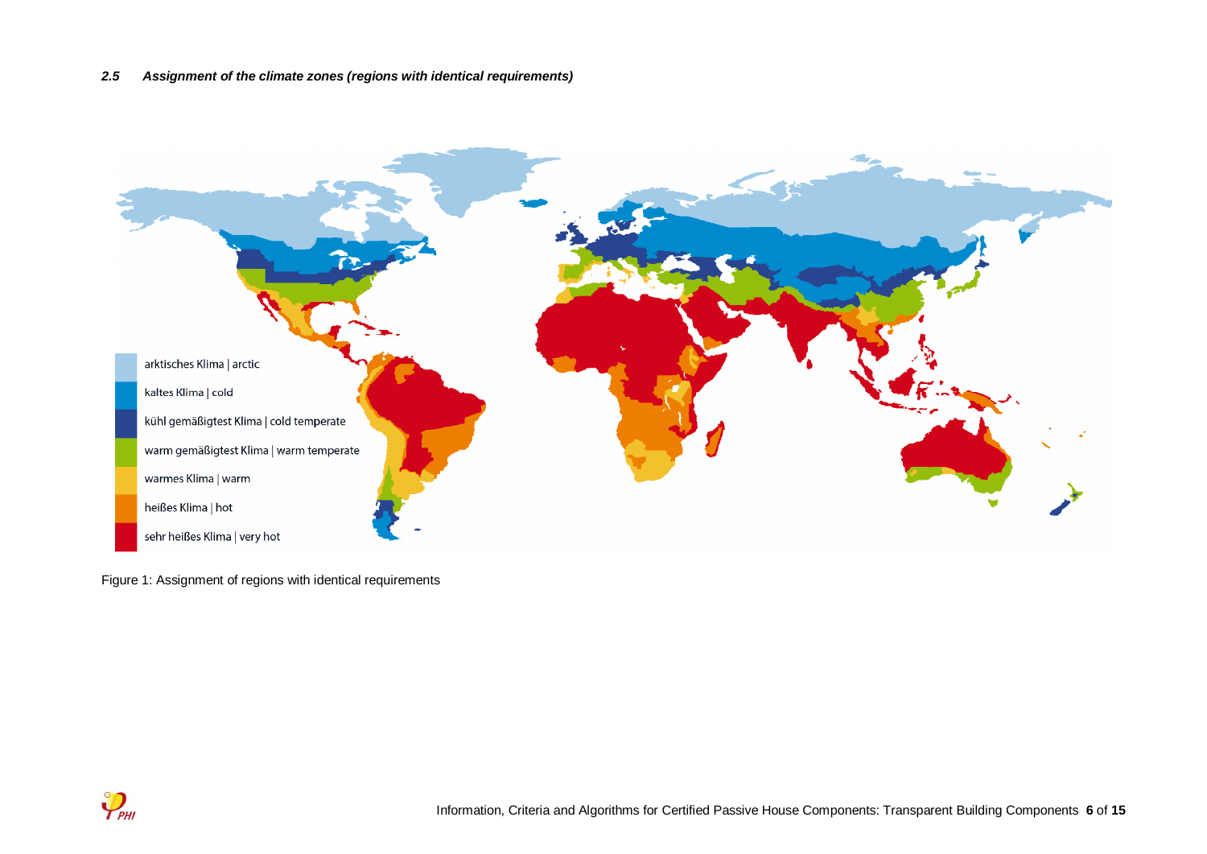### *2.5 Assignment of the climate zones (regions with identical requirements)*

Figure 1: Assignment of regions with identical requirements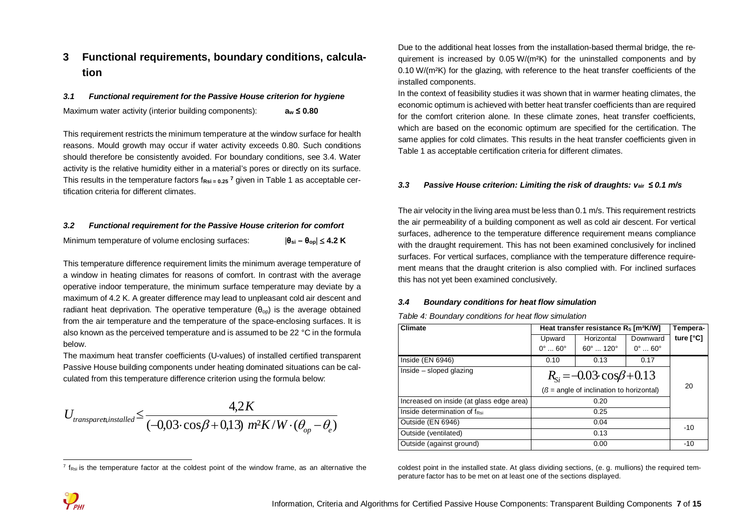# 3 Functional requirements, boundary conditions, calculation

### *3.1 Functional requirement for the Passive House criterion for hygiene*

Maximum water activity (interior building components): **$a_w \leq 0.80$**

This requirement restricts the minimum temperature at the window surface for health reasons. Mould growth may occur if water activity exceeds 0.80. Such conditions should therefore be consistently avoided. For boundary conditions, see 3.4. Water activity is the relative humidity either in a material's pores or directly on its surface. This results in the temperature factors $f_{Rsi=0.25}$ [7] given in Table 1 as acceptable certification criteria for different climates.

### *3.2 Functional requirement for the Passive House criterion for comfort*

Minimum temperature of volume enclosing surfaces: **$|\theta_{si} - \theta_{op}| \leq 4.2$ K**

This temperature difference requirement limits the minimum average temperature of a window in heating climates for reasons of comfort. In contrast with the average operative indoor temperature, the minimum surface temperature may deviate by a maximum of 4.2 K. A greater difference may lead to unpleasant cold air descent and radiant heat deprivation. The operative temperature ($\theta_{op}$) is the average obtained from the air temperature and the temperature of the space-enclosing surfaces. It is also known as the perceived temperature and is assumed to be 22 °C in the formula below.

The maximum heat transfer coefficients (U-values) of installed certified transparent Passive House building components under heating dominated situations can be calculated from this temperature difference criterion using the formula below:

$$U_{transparent,installed} \leq \frac{4{,}2K}{(-0{,}03 \cdot \cos\beta + 0{,}13)\ m^2K/W \cdot (\theta_{op} - \theta_e)}$$

Due to the additional heat losses from the installation-based thermal bridge, the requirement is increased by 0.05 W/(m²K) for the uninstalled components and by 0.10 W/(m²K) for the glazing, with reference to the heat transfer coefficients of the installed components.

In the context of feasibility studies it was shown that in warmer heating climates, the economic optimum is achieved with better heat transfer coefficients than are required for the comfort criterion alone. In these climate zones, heat transfer coefficients, which are based on the economic optimum are specified for the certification. The same applies for cold climates. This results in the heat transfer coefficients given in Table 1 as acceptable certification criteria for different climates.

### *3.3 Passive House criterion: Limiting the risk of draughts: $v_{air} \leq 0.1$ m/s*

The air velocity in the living area must be less than 0.1 m/s. This requirement restricts the air permeability of a building component as well as cold air descent. For vertical surfaces, adherence to the temperature difference requirement means compliance with the draught requirement. This has not been examined conclusively for inclined surfaces. For vertical surfaces, compliance with the temperature difference requirement means that the draught criterion is also complied with. For inclined surfaces this has not yet been examined conclusively.

### *3.4 Boundary conditions for heat flow simulation*

*Table 4: Boundary conditions for heat flow simulation*

| Climate | Heat transfer resistance $R_S$ [m²K/W] | | | Temperature [°C] |
|---|---|---|---|---|
| | Upward 0° ... 60° | Horizontal 60° ... 120° | Downward 0° ... 60° | |
| Inside (EN 6946) | 0.10 | 0.13 | 0.17 | 20 |
| Inside – sloped glazing | $R_{Si} = -0.03 \cdot \cos\beta + 0.13$ ($\beta$ = angle of inclination to horizontal) | | | 20 |
| Increased on inside (at glass edge area) | 0.20 | | | 20 |
| Inside determination of $f_{Rsi}$ | 0.25 | | | 20 |
| Outside (EN 6946) | 0.04 | | | -10 |
| Outside (ventilated) | 0.13 | | | -10 |
| Outside (against ground) | 0.00 | | | -10 |

[7] $f_{Rsi}$ is the temperature factor at the coldest point of the window frame, as an alternative the coldest point in the installed state. At glass dividing sections, (e. g. mullions) the required temperature factor has to be met on at least one of the sections displayed.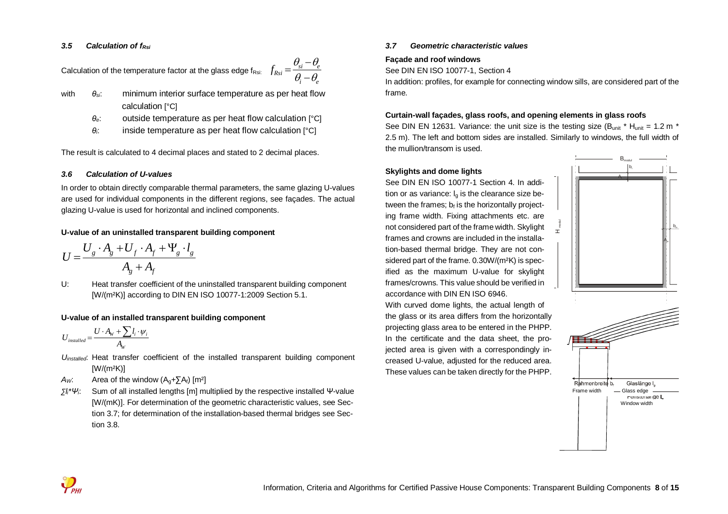### *3.5 Calculation of $f_{Rsi}$*

Calculation of the temperature factor at the glass edge $f_{Rsi}$: $f_{Rsi} = \frac{\theta_{si} - \theta_e}{\theta_i - \theta_e}$

with $\theta_{si}$: minimum interior surface temperature as per heat flow calculation [°C]

$\theta_e$: outside temperature as per heat flow calculation [°C]

$\theta_i$: inside temperature as per heat flow calculation [°C]

The result is calculated to 4 decimal places and stated to 2 decimal places.

### *3.6 Calculation of U-values*

In order to obtain directly comparable thermal parameters, the same glazing U-values are used for individual components in the different regions, see façades. The actual glazing U-value is used for horizontal and inclined components.

**U-value of an uninstalled transparent building component**

$$U = \frac{U_g \cdot A_g + U_f \cdot A_f + \Psi_g \cdot l_g}{A_g + A_f}$$

U: Heat transfer coefficient of the uninstalled transparent building component [W/(m²K)] according to DIN EN ISO 10077-1:2009 Section 5.1.

**U-value of an installed transparent building component**

$$U_{installed} = \frac{U \cdot A_W + \sum l_i \cdot \psi_i}{A_W}$$

$U_{installed}$: Heat transfer coefficient of the installed transparent building component [W/(m²K)]

$A_W$: Area of the window ($A_g + \sum A_f$) [m²]

$\sum l_i * \Psi_i$: Sum of all installed lengths [m] multiplied by the respective installed Ψ-value [W/(mK)]. For determination of the geometric characteristic values, see Section 3.7; for determination of the installation-based thermal bridges see Section 3.8.

### *3.7 Geometric characteristic values*

**Façade and roof windows**

See DIN EN ISO 10077-1, Section 4

In addition: profiles, for example for connecting window sills, are considered part of the frame.

**Curtain-wall façades, glass roofs, and opening elements in glass roofs**

See DIN EN 12631. Variance: the unit size is the testing size ($B_{unit} * H_{unit}$ = 1.2 m * 2.5 m). The left and bottom sides are installed. Similarly to windows, the full width of the mullion/transom is used.

**Skylights and dome lights**

See DIN EN ISO 10077-1 Section 4. In addition or as variance: $l_g$ is the clearance size between the frames; $b_f$ is the horizontally projecting frame width. Fixing attachments etc. are not considered part of the frame width. Skylight frames and crowns are included in the installation-based thermal bridge. They are not considered part of the frame. 0.30W/(m²K) is specified as the maximum U-value for skylight frames/crowns. This value should be verified in accordance with DIN EN ISO 6946.

With curved dome lights, the actual length of the glass or its area differs from the horizontally projecting glass area to be entered in the PHPP. In the certificate and the data sheet, the projected area is given with a correspondingly increased U-value, adjusted for the reduced area. These values can be taken directly for the PHPP.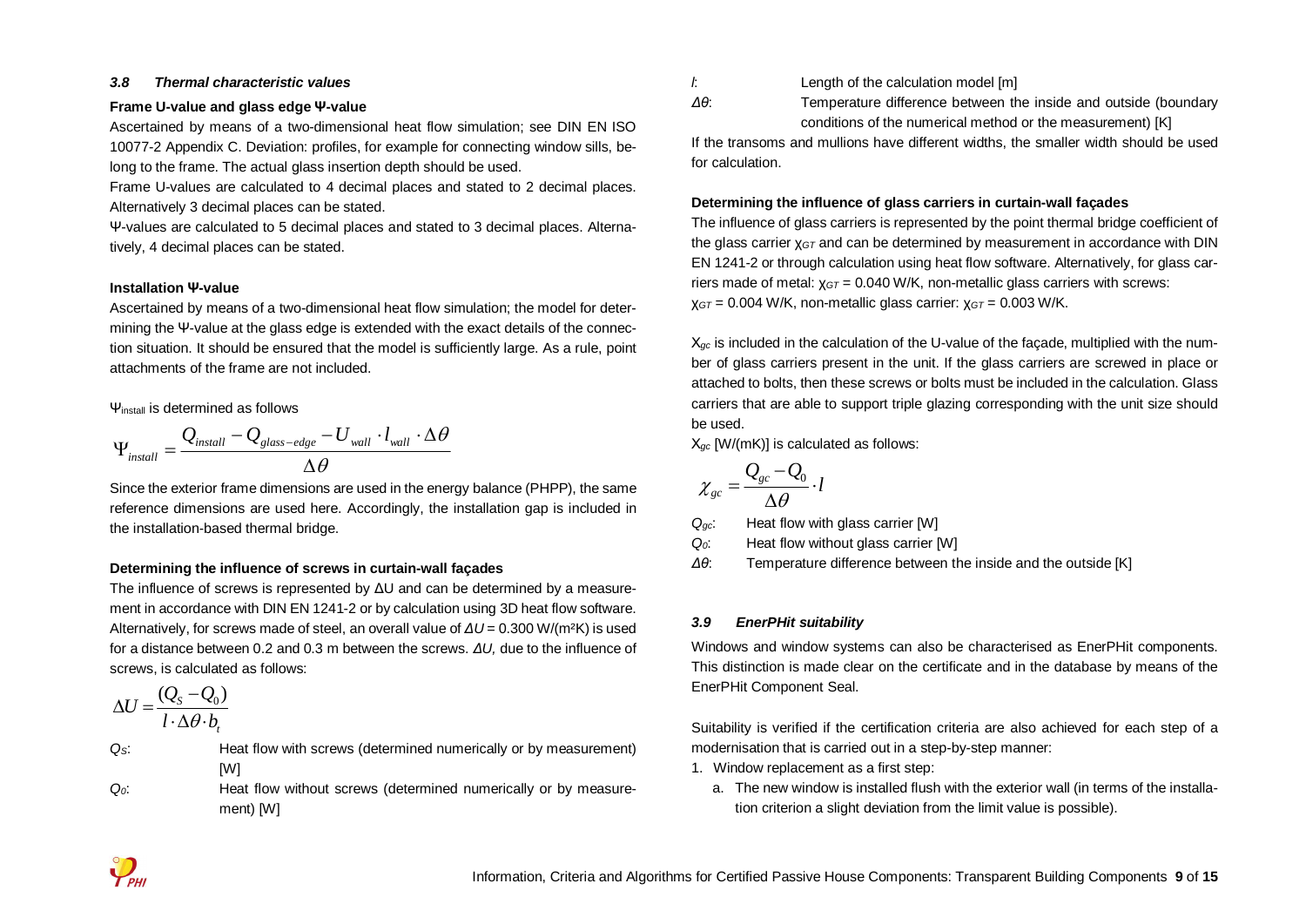### *3.8 Thermal characteristic values*

**Frame U-value and glass edge Ψ-value**

Ascertained by means of a two-dimensional heat flow simulation; see DIN EN ISO 10077-2 Appendix C. Deviation: profiles, for example for connecting window sills, belong to the frame. The actual glass insertion depth should be used.

Frame U-values are calculated to 4 decimal places and stated to 2 decimal places. Alternatively 3 decimal places can be stated.

Ψ-values are calculated to 5 decimal places and stated to 3 decimal places. Alternatively, 4 decimal places can be stated.

**Installation Ψ-value**

Ascertained by means of a two-dimensional heat flow simulation; the model for determining the Ψ-value at the glass edge is extended with the exact details of the connection situation. It should be ensured that the model is sufficiently large. As a rule, point attachments of the frame are not included.

$\Psi_{install}$ is determined as follows

$$\Psi_{install} = \frac{Q_{install} - Q_{glass-edge} - U_{wall} \cdot l_{wall} \cdot \Delta\theta}{\Delta\theta}$$

Since the exterior frame dimensions are used in the energy balance (PHPP), the same reference dimensions are used here. Accordingly, the installation gap is included in the installation-based thermal bridge.

**Determining the influence of screws in curtain-wall façades**

The influence of screws is represented by ΔU and can be determined by a measurement in accordance with DIN EN 1241-2 or by calculation using 3D heat flow software. Alternatively, for screws made of steel, an overall value of $\Delta U$ = 0.300 W/(m²K) is used for a distance between 0.2 and 0.3 m between the screws. $\Delta U$, due to the influence of screws, is calculated as follows:

$$\Delta U = \frac{(Q_S - Q_0)}{l \cdot \Delta\theta \cdot b_t}$$

$Q_S$: Heat flow with screws (determined numerically or by measurement) [W]

$Q_0$: Heat flow without screws (determined numerically or by measurement) [W]

$l$: Length of the calculation model [m]

$\Delta\theta$: Temperature difference between the inside and outside (boundary conditions of the numerical method or the measurement) [K]

If the transoms and mullions have different widths, the smaller width should be used for calculation.

**Determining the influence of glass carriers in curtain-wall façades**

The influence of glass carriers is represented by the point thermal bridge coefficient of the glass carrier $\chi_{GT}$ and can be determined by measurement in accordance with DIN EN 1241-2 or through calculation using heat flow software. Alternatively, for glass carriers made of metal: $\chi_{GT}$ = 0.040 W/K, non-metallic glass carriers with screws: $\chi_{GT}$ = 0.004 W/K, non-metallic glass carrier: $\chi_{GT}$ = 0.003 W/K.

$X_{gc}$ is included in the calculation of the U-value of the façade, multiplied with the number of glass carriers present in the unit. If the glass carriers are screwed in place or attached to bolts, then these screws or bolts must be included in the calculation. Glass carriers that are able to support triple glazing corresponding with the unit size should be used.

$X_{gc}$ [W/(mK)] is calculated as follows:

$$\chi_{gc} = \frac{Q_{gc} - Q_0}{\Delta\theta} \cdot l$$

$Q_{gc}$: Heat flow with glass carrier [W]

$Q_0$: Heat flow without glass carrier [W]

$\Delta\theta$: Temperature difference between the inside and the outside [K]

### *3.9 EnerPHit suitability*

Windows and window systems can also be characterised as EnerPHit components. This distinction is made clear on the certificate and in the database by means of the EnerPHit Component Seal.

Suitability is verified if the certification criteria are also achieved for each step of a modernisation that is carried out in a step-by-step manner:

1. Window replacement as a first step:
   a. The new window is installed flush with the exterior wall (in terms of the installation criterion a slight deviation from the limit value is possible).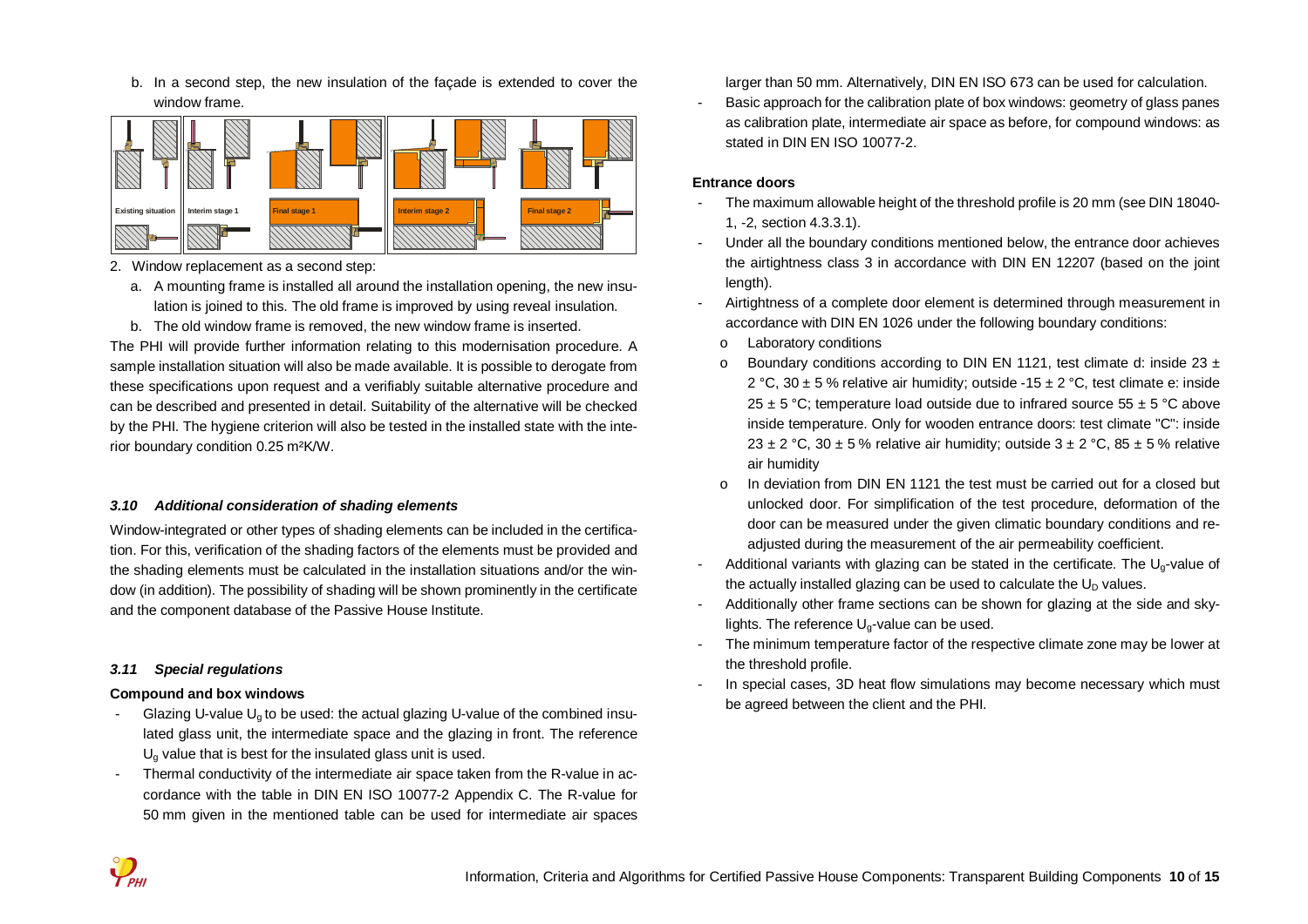b. In a second step, the new insulation of the façade is extended to cover the window frame.

Existing situation | Interim stage 1 | Final stage 1 | Interim stage 2 | Final stage 2

2. Window replacement as a second step:
   a. A mounting frame is installed all around the installation opening, the new insulation is joined to this. The old frame is improved by using reveal insulation.
   b. The old window frame is removed, the new window frame is inserted.

The PHI will provide further information relating to this modernisation procedure. A sample installation situation will also be made available. It is possible to derogate from these specifications upon request and a verifiably suitable alternative procedure and can be described and presented in detail. Suitability of the alternative will be checked by the PHI. The hygiene criterion will also be tested in the installed state with the interior boundary condition 0.25 m²K/W.

### *3.10 Additional consideration of shading elements*

Window-integrated or other types of shading elements can be included in the certification. For this, verification of the shading factors of the elements must be provided and the shading elements must be calculated in the installation situations and/or the window (in addition). The possibility of shading will be shown prominently in the certificate and the component database of the Passive House Institute.

### *3.11 Special regulations*

**Compound and box windows**

- Glazing U-value $U_g$ to be used: the actual glazing U-value of the combined insulated glass unit, the intermediate space and the glazing in front. The reference $U_g$ value that is best for the insulated glass unit is used.
- Thermal conductivity of the intermediate air space taken from the R-value in accordance with the table in DIN EN ISO 10077-2 Appendix C. The R-value for 50 mm given in the mentioned table can be used for intermediate air spaces larger than 50 mm. Alternatively, DIN EN ISO 673 can be used for calculation.
- Basic approach for the calibration plate of box windows: geometry of glass panes as calibration plate, intermediate air space as before, for compound windows: as stated in DIN EN ISO 10077-2.

**Entrance doors**

- The maximum allowable height of the threshold profile is 20 mm (see DIN 18040-1, -2, section 4.3.3.1).
- Under all the boundary conditions mentioned below, the entrance door achieves the airtightness class 3 in accordance with DIN EN 12207 (based on the joint length).
- Airtightness of a complete door element is determined through measurement in accordance with DIN EN 1026 under the following boundary conditions:
  - Laboratory conditions
  - Boundary conditions according to DIN EN 1121, test climate d: inside 23 ± 2 °C, 30 ± 5 % relative air humidity; outside -15 ± 2 °C, test climate e: inside 25 ± 5 °C; temperature load outside due to infrared source 55 ± 5 °C above inside temperature. Only for wooden entrance doors: test climate "C": inside 23 ± 2 °C, 30 ± 5 % relative air humidity; outside 3 ± 2 °C, 85 ± 5 % relative air humidity
  - In deviation from DIN EN 1121 the test must be carried out for a closed but unlocked door. For simplification of the test procedure, deformation of the door can be measured under the given climatic boundary conditions and re-adjusted during the measurement of the air permeability coefficient.
- Additional variants with glazing can be stated in the certificate. The $U_g$-value of the actually installed glazing can be used to calculate the $U_D$ values.
- Additionally other frame sections can be shown for glazing at the side and skylights. The reference $U_g$-value can be used.
- The minimum temperature factor of the respective climate zone may be lower at the threshold profile.
- In special cases, 3D heat flow simulations may become necessary which must be agreed between the client and the PHI.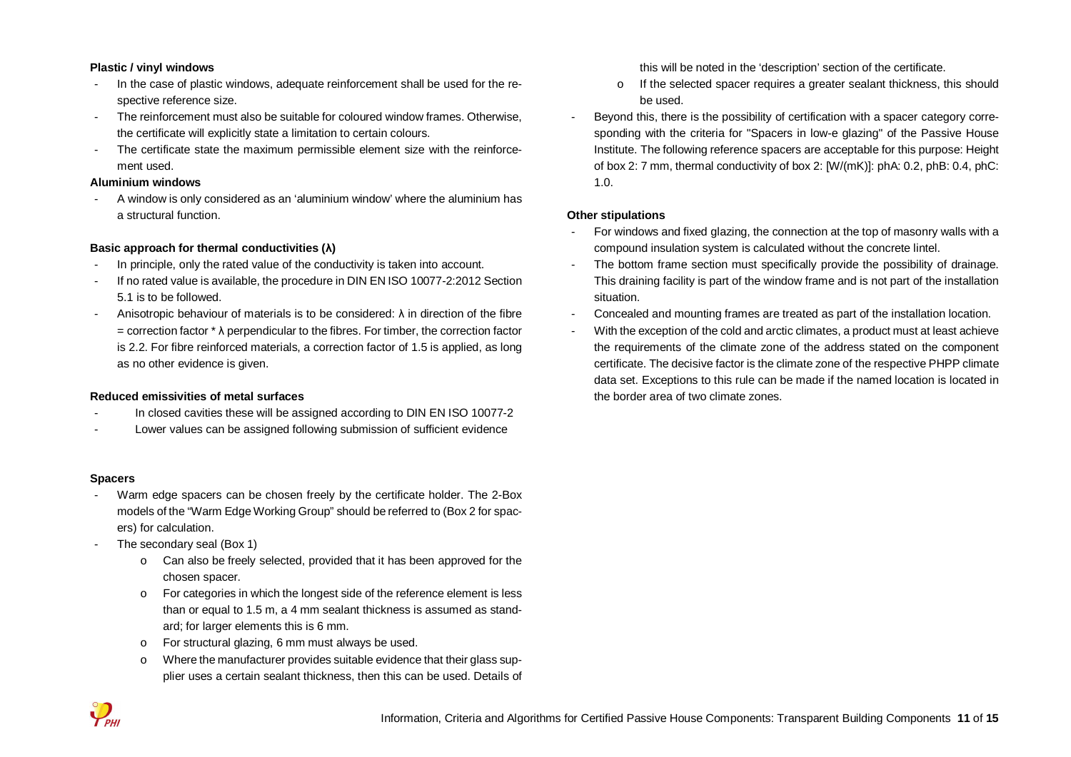**Plastic / vinyl windows**

- In the case of plastic windows, adequate reinforcement shall be used for the respective reference size.
- The reinforcement must also be suitable for coloured window frames. Otherwise, the certificate will explicitly state a limitation to certain colours.
- The certificate state the maximum permissible element size with the reinforcement used.

**Aluminium windows**

- A window is only considered as an 'aluminium window' where the aluminium has a structural function.

**Basic approach for thermal conductivities (λ)**

- In principle, only the rated value of the conductivity is taken into account.
- If no rated value is available, the procedure in DIN EN ISO 10077-2:2012 Section 5.1 is to be followed.
- Anisotropic behaviour of materials is to be considered: λ in direction of the fibre = correction factor * λ perpendicular to the fibres. For timber, the correction factor is 2.2. For fibre reinforced materials, a correction factor of 1.5 is applied, as long as no other evidence is given.

**Reduced emissivities of metal surfaces**

- In closed cavities these will be assigned according to DIN EN ISO 10077-2
- Lower values can be assigned following submission of sufficient evidence

**Spacers**

- Warm edge spacers can be chosen freely by the certificate holder. The 2-Box models of the "Warm Edge Working Group" should be referred to (Box 2 for spacers) for calculation.
- The secondary seal (Box 1)
  - Can also be freely selected, provided that it has been approved for the chosen spacer.
  - For categories in which the longest side of the reference element is less than or equal to 1.5 m, a 4 mm sealant thickness is assumed as standard; for larger elements this is 6 mm.
  - For structural glazing, 6 mm must always be used.
  - Where the manufacturer provides suitable evidence that their glass supplier uses a certain sealant thickness, then this can be used. Details of this will be noted in the 'description' section of the certificate.
  - If the selected spacer requires a greater sealant thickness, this should be used.
- Beyond this, there is the possibility of certification with a spacer category corresponding with the criteria for "Spacers in low-e glazing" of the Passive House Institute. The following reference spacers are acceptable for this purpose: Height of box 2: 7 mm, thermal conductivity of box 2: [W/(mK)]: phA: 0.2, phB: 0.4, phC: 1.0.

**Other stipulations**

- For windows and fixed glazing, the connection at the top of masonry walls with a compound insulation system is calculated without the concrete lintel.
- The bottom frame section must specifically provide the possibility of drainage. This draining facility is part of the window frame and is not part of the installation situation.
- Concealed and mounting frames are treated as part of the installation location.
- With the exception of the cold and arctic climates, a product must at least achieve the requirements of the climate zone of the address stated on the component certificate. The decisive factor is the climate zone of the respective PHPP climate data set. Exceptions to this rule can be made if the named location is located in the border area of two climate zones.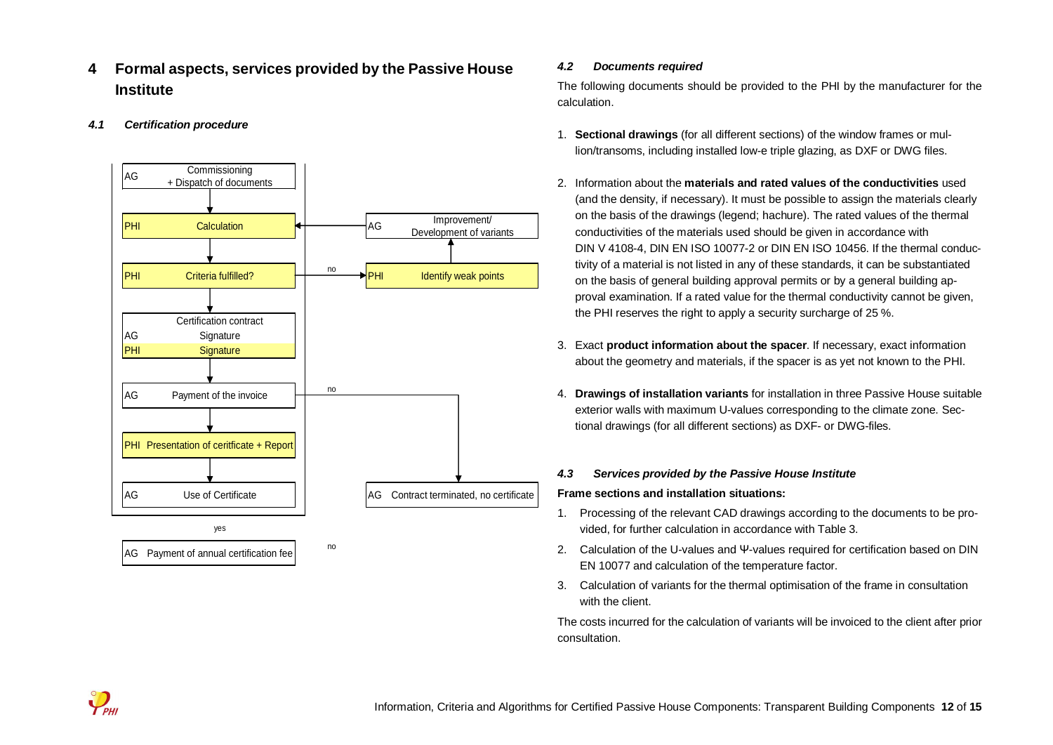# 4 Formal aspects, services provided by the Passive House Institute

### *4.1 Certification procedure*

AG — Commissioning + Dispatch of documents

PHI — Calculation

PHI — Criteria fulfilled? → no → PHI — Identify weak points → AG — Improvement/ Development of variants → PHI — Calculation

Certification contract
AG — Signature
PHI — Signature

AG — Payment of the invoice → no → AG — Contract terminated, no certificate

PHI — Presentation of ceritficate + Report

AG — Use of Certificate

yes

AG — Payment of annual certification fee

no

### *4.2 Documents required*

The following documents should be provided to the PHI by the manufacturer for the calculation.

1. **Sectional drawings** (for all different sections) of the window frames or mullion/transoms, including installed low-e triple glazing, as DXF or DWG files.
2. Information about the **materials and rated values of the conductivities** used (and the density, if necessary). It must be possible to assign the materials clearly on the basis of the drawings (legend; hachure). The rated values of the thermal conductivities of the materials used should be given in accordance with DIN V 4108-4, DIN EN ISO 10077-2 or DIN EN ISO 10456. If the thermal conductivity of a material is not listed in any of these standards, it can be substantiated on the basis of general building approval permits or by a general building approval examination. If a rated value for the thermal conductivity cannot be given, the PHI reserves the right to apply a security surcharge of 25 %.
3. Exact **product information about the spacer**. If necessary, exact information about the geometry and materials, if the spacer is as yet not known to the PHI.
4. **Drawings of installation variants** for installation in three Passive House suitable exterior walls with maximum U-values corresponding to the climate zone. Sectional drawings (for all different sections) as DXF- or DWG-files.

### *4.3 Services provided by the Passive House Institute*

**Frame sections and installation situations:**

1. Processing of the relevant CAD drawings according to the documents to be provided, for further calculation in accordance with Table 3.
2. Calculation of the U-values and Ψ-values required for certification based on DIN EN 10077 and calculation of the temperature factor.
3. Calculation of variants for the thermal optimisation of the frame in consultation with the client.

The costs incurred for the calculation of variants will be invoiced to the client after prior consultation.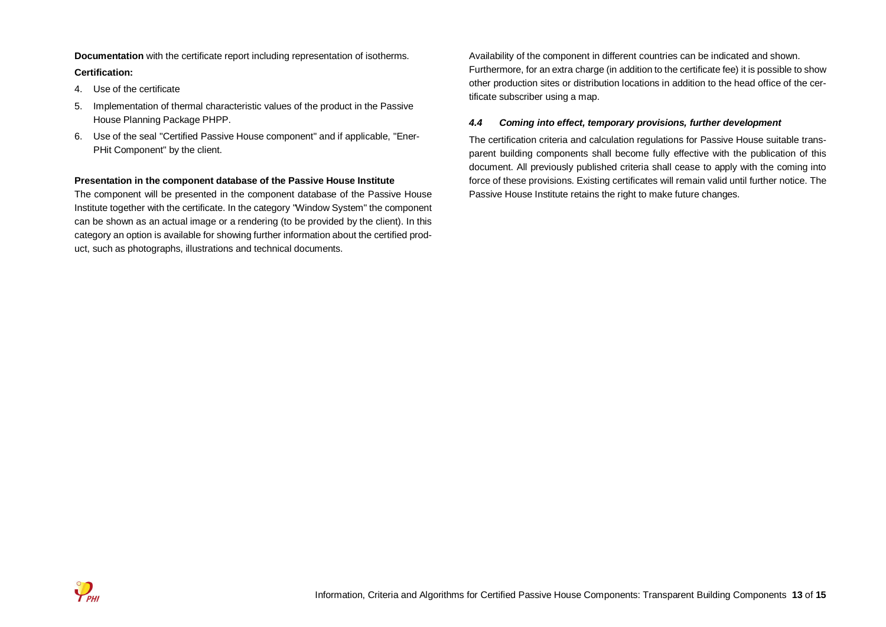**Documentation** with the certificate report including representation of isotherms.

**Certification:**

4. Use of the certificate
5. Implementation of thermal characteristic values of the product in the Passive House Planning Package PHPP.
6. Use of the seal "Certified Passive House component" and if applicable, "EnerPHit Component" by the client.

**Presentation in the component database of the Passive House Institute**

The component will be presented in the component database of the Passive House Institute together with the certificate. In the category "Window System" the component can be shown as an actual image or a rendering (to be provided by the client). In this category an option is available for showing further information about the certified product, such as photographs, illustrations and technical documents.

Availability of the component in different countries can be indicated and shown. Furthermore, for an extra charge (in addition to the certificate fee) it is possible to show other production sites or distribution locations in addition to the head office of the certificate subscriber using a map.

#### *4.4 Coming into effect, temporary provisions, further development*

The certification criteria and calculation regulations for Passive House suitable transparent building components shall become fully effective with the publication of this document. All previously published criteria shall cease to apply with the coming into force of these provisions. Existing certificates will remain valid until further notice. The Passive House Institute retains the right to make future changes.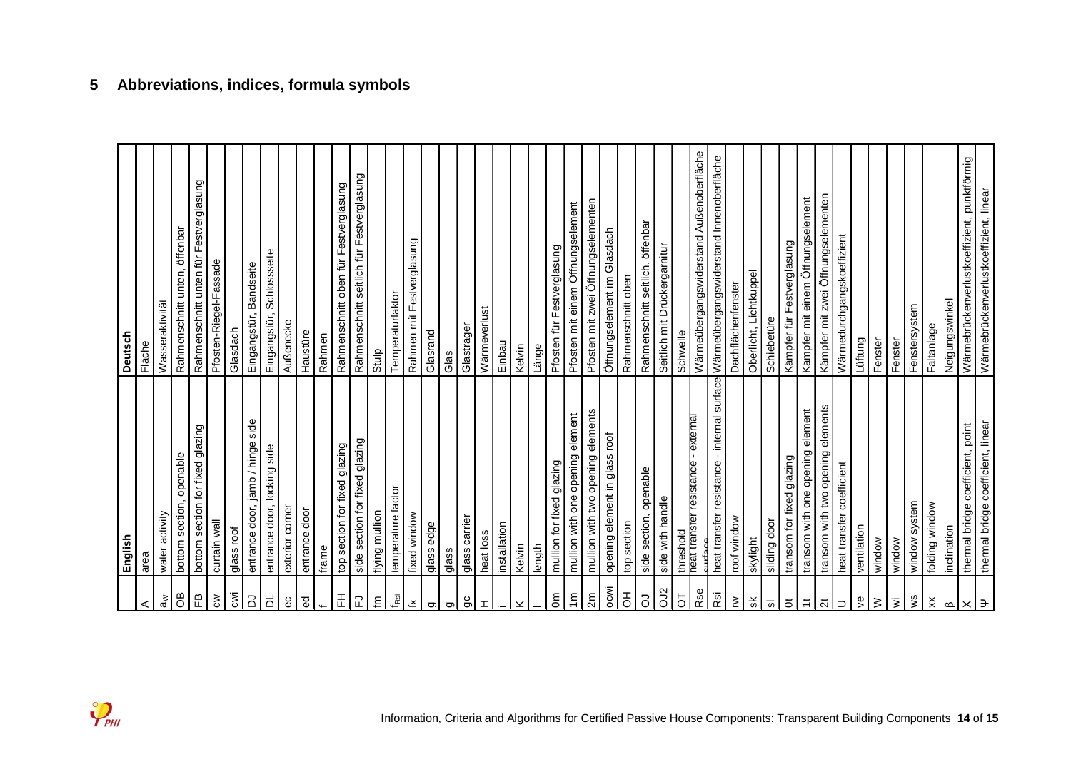## 5 Abbreviations, indices, formula symbols

| | English | Deutsch |
|---|---|---|
| A | area | Fläche |
| $a_W$ | water activity | Wasseraktivität |
| OB | bottom section, openable | Rahmenschnitt unten, öffenbar |
| FB | bottom section for fixed glazing | Rahmenschnitt unten für Festverglasung |
| cw | curtain wall | Pfosten-Riegel-Fassade |
| cwi | glass roof | Glasdach |
| DJ | entrance door, jamb / hinge side | Eingangstür, Bandseite |
| DL | entrance door, locking side | Eingangstür, Schlossseite |
| ec | exterior corner | Außenecke |
| ed | entrance door | Haustüre |
| f | frame | Rahmen |
| FH | top section for fixed glazing | Rahmenschnitt oben für Festverglasung |
| FJ | side section for fixed glazing | Rahmenschnitt seitlich für Festverglasung |
| fm | flying mullion | Stulp |
| $f_{Rsi}$ | temperature factor | Temperaturfaktor |
| fx | fixed window | Rahmen mit Festverglasung |
| g | glass edge | Glasrand |
| g | glass | Glas |
| gc | glass carrier | Glasträger |
| H | heat loss | Wärmeverlust |
| i | installation | Einbau |
| K | Kelvin | Kelvin |
| l | length | Länge |
| 0m | mullion for fixed glazing | Pfosten für Festverglasung |
| 1m | mullion with one opening element | Pfosten mit einem Öffnungselement |
| 2m | mullion with two opening elements | Pfosten mit zwei Öffnungselementen |
| ocwi | opening element in glass roof | Öffnungselement im Glasdach |
| OH | top section | Rahmenschnitt oben |
| OJ | side section, openable | Rahmenschnitt seitlich, öffenbar |
| OJ2 | side with handle | Seitlich mit Drückergarnitur |
| OT | threshold | Schwelle |
| Rse | heat transfer resistance - external surface | Wärmeübergangswiderstand Außenoberfläche |
| Rsi | heat transfer resistance - internal surface | Wärmeübergangswiderstand Innenoberfläche |
| rw | roof window | Dachflächenfenster |
| sk | skylight | Oberlicht, Lichtkuppel |
| sl | sliding door | Schiebetüre |
| 0t | transom for fixed glazing | Kämpfer für Festverglasung |
| 1t | transom with one opening element | Kämpfer mit einem Öffnungselement |
| 2t | transom with two opening elements | Kämpfer mit zwei Öffnungselementen |
| U | heat transfer coefficient | Wärmedurchgangskoeffizient |
| ve | ventilation | Lüftung |
| W | window | Fenster |
| wi | window | Fenster |
| ws | window system | Fenstersystem |
| xx | folding window | Faltanlage |
| β | inclination | Neigungswinkel |
| χ | thermal bridge coefficient, point | Wärmebrückenverlustkoeffizient, punktförmig |
| Ψ | thermal bridge coefficient, linear | Wärmebrückenverlustkoeffizient, linear |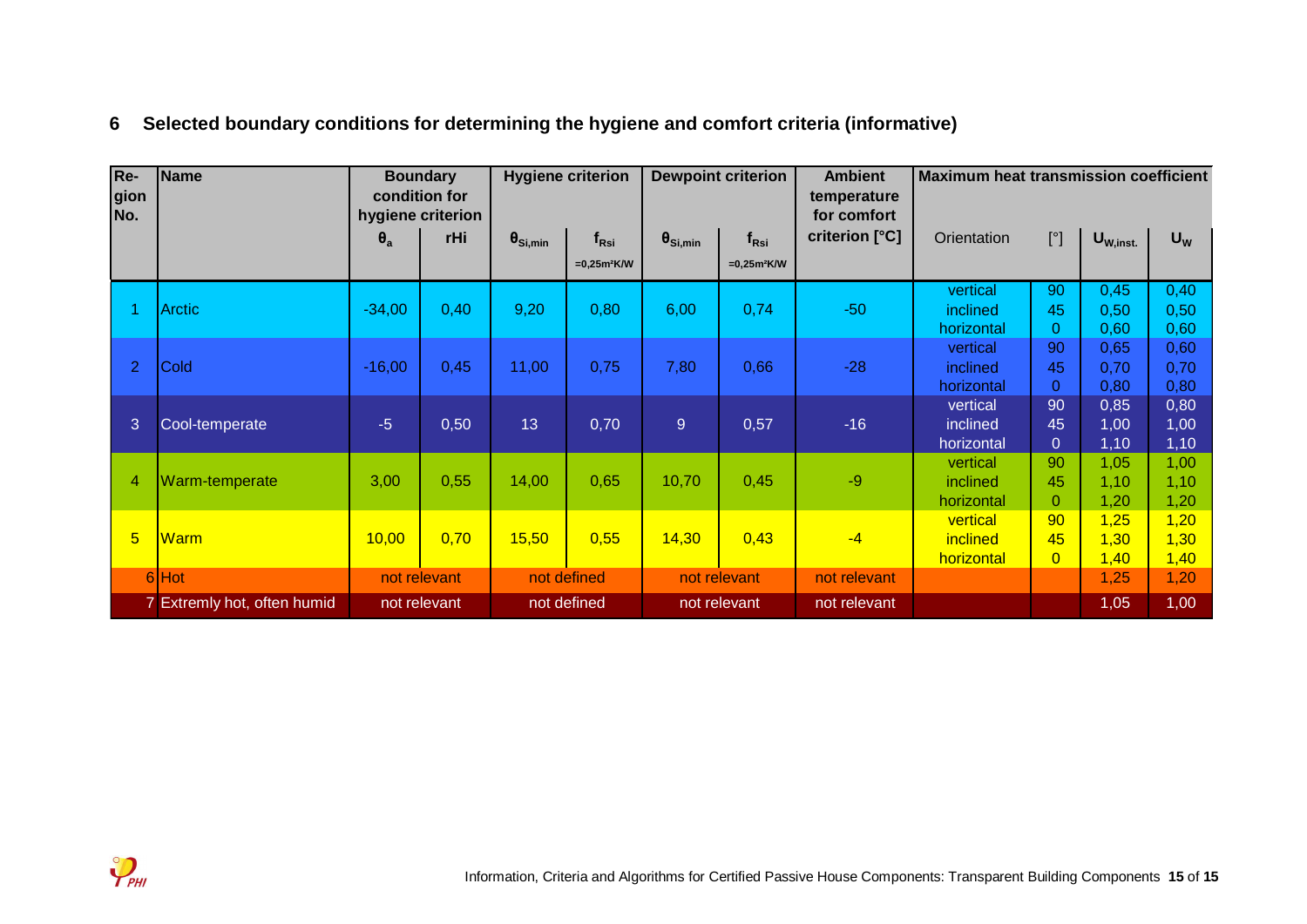## 6 Selected boundary conditions for determining the hygiene and comfort criteria (informative)

| Region No. | Name | Boundary condition for hygiene criterion | | Hygiene criterion | | Dewpoint criterion | | Ambient temperature for comfort criterion [°C] | Maximum heat transmission coefficient | | | |
|---|---|---|---|---|---|---|---|---|---|---|---|---|
| | | $\theta_a$ | rHi | $\theta_{Si,min}$ | $f_{Rsi}$ $=0{,}25m^2K/W$ | $\theta_{Si,min}$ | $f_{Rsi}$ $=0{,}25m^2K/W$ | | Orientation | [°] | $U_{W,inst.}$ | $U_W$ |
| 1 | Arctic | -34,00 | 0,40 | 9,20 | 0,80 | 6,00 | 0,74 | -50 | vertical | 90 | 0,45 | 0,40 |
| | | | | | | | | | inclined | 45 | 0,50 | 0,50 |
| | | | | | | | | | horizontal | 0 | 0,60 | 0,60 |
| 2 | Cold | -16,00 | 0,45 | 11,00 | 0,75 | 7,80 | 0,66 | -28 | vertical | 90 | 0,65 | 0,60 |
| | | | | | | | | | inclined | 45 | 0,70 | 0,70 |
| | | | | | | | | | horizontal | 0 | 0,80 | 0,80 |
| 3 | Cool-temperate | -5 | 0,50 | 13 | 0,70 | 9 | 0,57 | -16 | vertical | 90 | 0,85 | 0,80 |
| | | | | | | | | | inclined | 45 | 1,00 | 1,00 |
| | | | | | | | | | horizontal | 0 | 1,10 | 1,10 |
| 4 | Warm-temperate | 3,00 | 0,55 | 14,00 | 0,65 | 10,70 | 0,45 | -9 | vertical | 90 | 1,05 | 1,00 |
| | | | | | | | | | inclined | 45 | 1,10 | 1,10 |
| | | | | | | | | | horizontal | 0 | 1,20 | 1,20 |
| 5 | Warm | 10,00 | 0,70 | 15,50 | 0,55 | 14,30 | 0,43 | -4 | vertical | 90 | 1,25 | 1,20 |
| | | | | | | | | | inclined | 45 | 1,30 | 1,30 |
| | | | | | | | | | horizontal | 0 | 1,40 | 1,40 |
| 6 | Hot | not relevant | | not defined | | not relevant | | not relevant | | | 1,25 | 1,20 |
| 7 | Extremly hot, often humid | not relevant | | not defined | | not relevant | | not relevant | | | 1,05 | 1,00 |